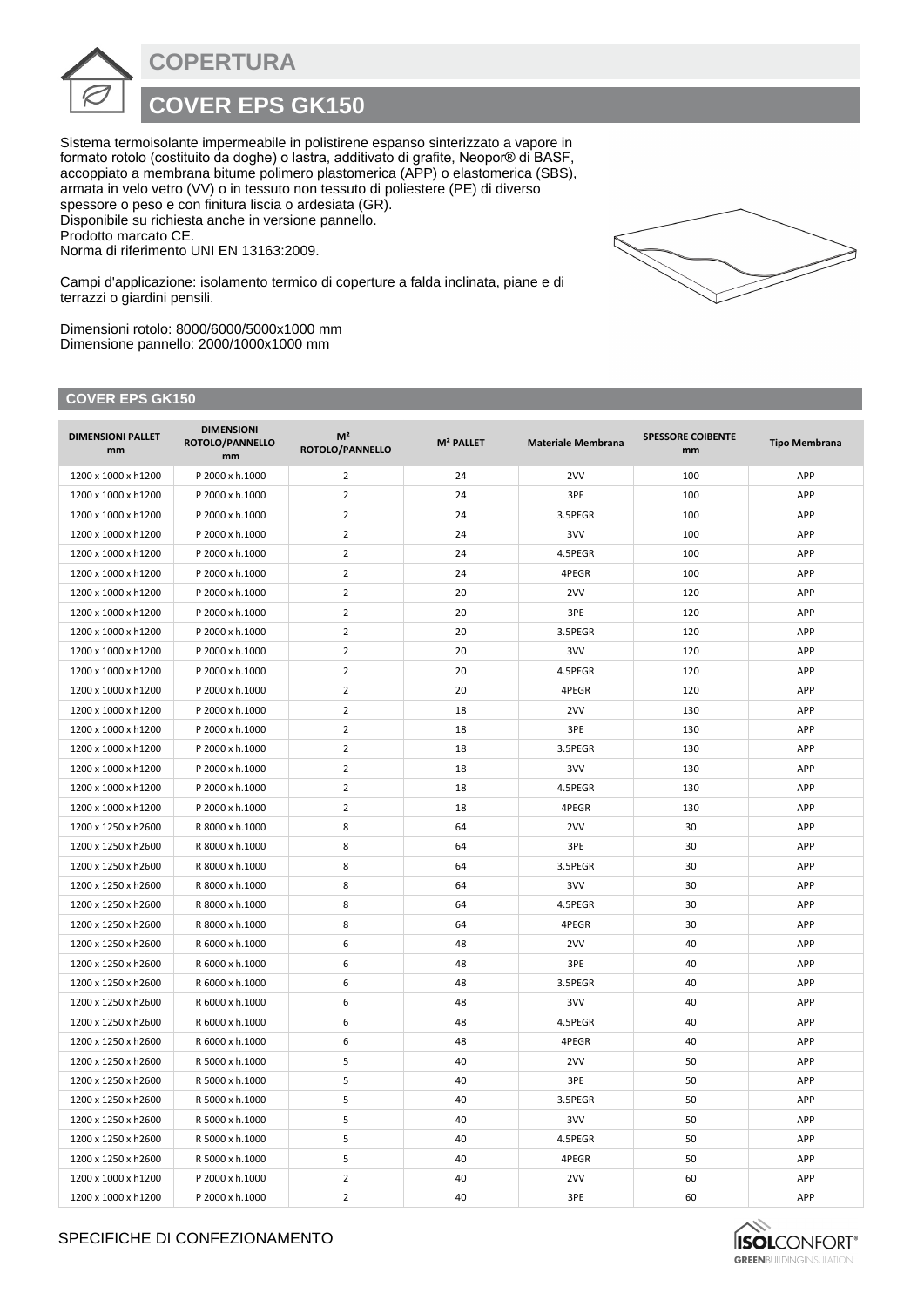# COPERTURA

## COVER EPS GK150

Sistema termoisolante impermeabile in polistirene espanso sinterizzato a vapore in formato rotolo (costituito da doghe) o lastra, additivato di grafite, Neopor® di BASF, accoppiato a membrana bitume polimero plastomerica (APP) o elastomerica (SBS), armata in velo vetro (VV) o in tessuto non tessuto di poliestere (PE) di diverso spessore o peso e con finitura liscia o ardesiata (GR).
Disponibile su richiesta anche in versione pannello.
Prodotto marcato CE.
Norma di riferimento UNI EN 13163:2009.

Campi d'applicazione: isolamento termico di coperture a falda inclinata, piane e di terrazzi o giardini pensili.

Dimensioni rotolo: 8000/6000/5000x1000 mm
Dimensione pannello: 2000/1000x1000 mm

### COVER EPS GK150

| DIMENSIONI PALLET mm | DIMENSIONI ROTOLO/PANNELLO mm | M² ROTOLO/PANNELLO | M² PALLET | Materiale Membrana | SPESSORE COIBENTE mm | Tipo Membrana |
|---|---|---|---|---|---|---|
| 1200 x 1000 x h1200 | P 2000 x h.1000 | 2 | 24 | 2VV | 100 | APP |
| 1200 x 1000 x h1200 | P 2000 x h.1000 | 2 | 24 | 3PE | 100 | APP |
| 1200 x 1000 x h1200 | P 2000 x h.1000 | 2 | 24 | 3.5PEGR | 100 | APP |
| 1200 x 1000 x h1200 | P 2000 x h.1000 | 2 | 24 | 3VV | 100 | APP |
| 1200 x 1000 x h1200 | P 2000 x h.1000 | 2 | 24 | 4.5PEGR | 100 | APP |
| 1200 x 1000 x h1200 | P 2000 x h.1000 | 2 | 24 | 4PEGR | 100 | APP |
| 1200 x 1000 x h1200 | P 2000 x h.1000 | 2 | 20 | 2VV | 120 | APP |
| 1200 x 1000 x h1200 | P 2000 x h.1000 | 2 | 20 | 3PE | 120 | APP |
| 1200 x 1000 x h1200 | P 2000 x h.1000 | 2 | 20 | 3.5PEGR | 120 | APP |
| 1200 x 1000 x h1200 | P 2000 x h.1000 | 2 | 20 | 3VV | 120 | APP |
| 1200 x 1000 x h1200 | P 2000 x h.1000 | 2 | 20 | 4.5PEGR | 120 | APP |
| 1200 x 1000 x h1200 | P 2000 x h.1000 | 2 | 20 | 4PEGR | 120 | APP |
| 1200 x 1000 x h1200 | P 2000 x h.1000 | 2 | 18 | 2VV | 130 | APP |
| 1200 x 1000 x h1200 | P 2000 x h.1000 | 2 | 18 | 3PE | 130 | APP |
| 1200 x 1000 x h1200 | P 2000 x h.1000 | 2 | 18 | 3.5PEGR | 130 | APP |
| 1200 x 1000 x h1200 | P 2000 x h.1000 | 2 | 18 | 3VV | 130 | APP |
| 1200 x 1000 x h1200 | P 2000 x h.1000 | 2 | 18 | 4.5PEGR | 130 | APP |
| 1200 x 1000 x h1200 | P 2000 x h.1000 | 2 | 18 | 4PEGR | 130 | APP |
| 1200 x 1250 x h2600 | R 8000 x h.1000 | 8 | 64 | 2VV | 30 | APP |
| 1200 x 1250 x h2600 | R 8000 x h.1000 | 8 | 64 | 3PE | 30 | APP |
| 1200 x 1250 x h2600 | R 8000 x h.1000 | 8 | 64 | 3.5PEGR | 30 | APP |
| 1200 x 1250 x h2600 | R 8000 x h.1000 | 8 | 64 | 3VV | 30 | APP |
| 1200 x 1250 x h2600 | R 8000 x h.1000 | 8 | 64 | 4.5PEGR | 30 | APP |
| 1200 x 1250 x h2600 | R 8000 x h.1000 | 8 | 64 | 4PEGR | 30 | APP |
| 1200 x 1250 x h2600 | R 6000 x h.1000 | 6 | 48 | 2VV | 40 | APP |
| 1200 x 1250 x h2600 | R 6000 x h.1000 | 6 | 48 | 3PE | 40 | APP |
| 1200 x 1250 x h2600 | R 6000 x h.1000 | 6 | 48 | 3.5PEGR | 40 | APP |
| 1200 x 1250 x h2600 | R 6000 x h.1000 | 6 | 48 | 3VV | 40 | APP |
| 1200 x 1250 x h2600 | R 6000 x h.1000 | 6 | 48 | 4.5PEGR | 40 | APP |
| 1200 x 1250 x h2600 | R 6000 x h.1000 | 6 | 48 | 4PEGR | 40 | APP |
| 1200 x 1250 x h2600 | R 5000 x h.1000 | 5 | 40 | 2VV | 50 | APP |
| 1200 x 1250 x h2600 | R 5000 x h.1000 | 5 | 40 | 3PE | 50 | APP |
| 1200 x 1250 x h2600 | R 5000 x h.1000 | 5 | 40 | 3.5PEGR | 50 | APP |
| 1200 x 1250 x h2600 | R 5000 x h.1000 | 5 | 40 | 3VV | 50 | APP |
| 1200 x 1250 x h2600 | R 5000 x h.1000 | 5 | 40 | 4.5PEGR | 50 | APP |
| 1200 x 1250 x h2600 | R 5000 x h.1000 | 5 | 40 | 4PEGR | 50 | APP |
| 1200 x 1000 x h1200 | P 2000 x h.1000 | 2 | 40 | 2VV | 60 | APP |
| 1200 x 1000 x h1200 | P 2000 x h.1000 | 2 | 40 | 3PE | 60 | APP |

SPECIFICHE DI CONFEZIONAMENTO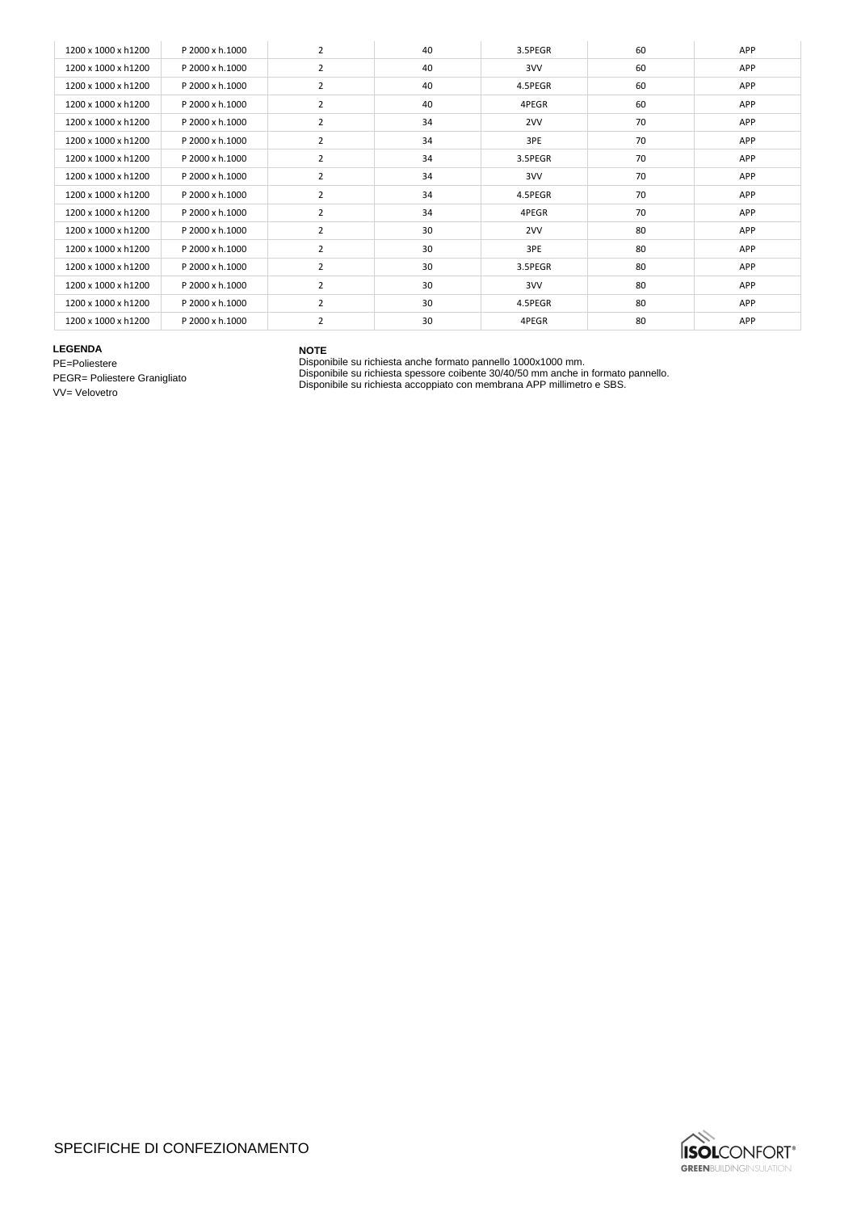| | | | | | | |
|---|---|---|---|---|---|---|
| 1200 x 1000 x h1200 | P 2000 x h.1000 | 2 | 40 | 3.5PEGR | 60 | APP |
| 1200 x 1000 x h1200 | P 2000 x h.1000 | 2 | 40 | 3VV | 60 | APP |
| 1200 x 1000 x h1200 | P 2000 x h.1000 | 2 | 40 | 4.5PEGR | 60 | APP |
| 1200 x 1000 x h1200 | P 2000 x h.1000 | 2 | 40 | 4PEGR | 60 | APP |
| 1200 x 1000 x h1200 | P 2000 x h.1000 | 2 | 34 | 2VV | 70 | APP |
| 1200 x 1000 x h1200 | P 2000 x h.1000 | 2 | 34 | 3PE | 70 | APP |
| 1200 x 1000 x h1200 | P 2000 x h.1000 | 2 | 34 | 3.5PEGR | 70 | APP |
| 1200 x 1000 x h1200 | P 2000 x h.1000 | 2 | 34 | 3VV | 70 | APP |
| 1200 x 1000 x h1200 | P 2000 x h.1000 | 2 | 34 | 4.5PEGR | 70 | APP |
| 1200 x 1000 x h1200 | P 2000 x h.1000 | 2 | 34 | 4PEGR | 70 | APP |
| 1200 x 1000 x h1200 | P 2000 x h.1000 | 2 | 30 | 2VV | 80 | APP |
| 1200 x 1000 x h1200 | P 2000 x h.1000 | 2 | 30 | 3PE | 80 | APP |
| 1200 x 1000 x h1200 | P 2000 x h.1000 | 2 | 30 | 3.5PEGR | 80 | APP |
| 1200 x 1000 x h1200 | P 2000 x h.1000 | 2 | 30 | 3VV | 80 | APP |
| 1200 x 1000 x h1200 | P 2000 x h.1000 | 2 | 30 | 4.5PEGR | 80 | APP |
| 1200 x 1000 x h1200 | P 2000 x h.1000 | 2 | 30 | 4PEGR | 80 | APP |

**LEGENDA**

PE=Poliestere

PEGR= Poliestere Granigliato

VV= Velovetro

**NOTE**

Disponibile su richiesta anche formato pannello 1000x1000 mm.
Disponibile su richiesta spessore coibente 30/40/50 mm anche in formato pannello.
Disponibile su richiesta accoppiato con membrana APP millimetro e SBS.

SPECIFICHE DI CONFEZIONAMENTO

ISOLCONFORT® GREENBUILDINGINSULATION